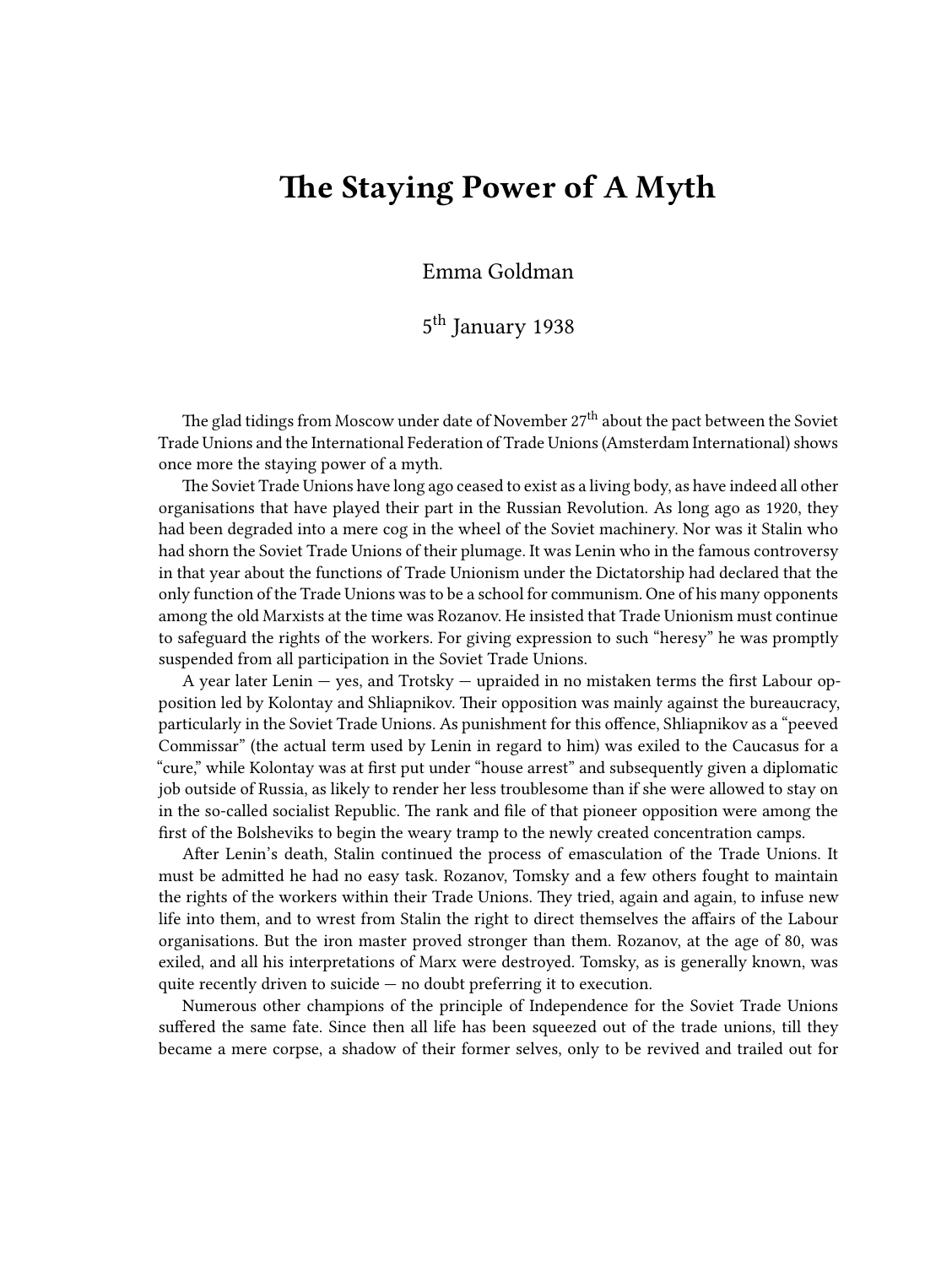# The Staying Power of A Myth

Emma Goldman

5th January 1938

The glad tidings from Moscow under date of November 27th about the pact between the Soviet Trade Unions and the International Federation of Trade Unions (Amsterdam International) shows once more the staying power of a myth.

The Soviet Trade Unions have long ago ceased to exist as a living body, as have indeed all other organisations that have played their part in the Russian Revolution. As long ago as 1920, they had been degraded into a mere cog in the wheel of the Soviet machinery. Nor was it Stalin who had shorn the Soviet Trade Unions of their plumage. It was Lenin who in the famous controversy in that year about the functions of Trade Unionism under the Dictatorship had declared that the only function of the Trade Unions was to be a school for communism. One of his many opponents among the old Marxists at the time was Rozanov. He insisted that Trade Unionism must continue to safeguard the rights of the workers. For giving expression to such "heresy" he was promptly suspended from all participation in the Soviet Trade Unions.

A year later Lenin — yes, and Trotsky — upraided in no mistaken terms the first Labour opposition led by Kolontay and Shliapnikov. Their opposition was mainly against the bureaucracy, particularly in the Soviet Trade Unions. As punishment for this offence, Shliapnikov as a "peeved Commissar" (the actual term used by Lenin in regard to him) was exiled to the Caucasus for a "cure," while Kolontay was at first put under "house arrest" and subsequently given a diplomatic job outside of Russia, as likely to render her less troublesome than if she were allowed to stay on in the so-called socialist Republic. The rank and file of that pioneer opposition were among the first of the Bolsheviks to begin the weary tramp to the newly created concentration camps.

After Lenin's death, Stalin continued the process of emasculation of the Trade Unions. It must be admitted he had no easy task. Rozanov, Tomsky and a few others fought to maintain the rights of the workers within their Trade Unions. They tried, again and again, to infuse new life into them, and to wrest from Stalin the right to direct themselves the affairs of the Labour organisations. But the iron master proved stronger than them. Rozanov, at the age of 80, was exiled, and all his interpretations of Marx were destroyed. Tomsky, as is generally known, was quite recently driven to suicide — no doubt preferring it to execution.

Numerous other champions of the principle of Independence for the Soviet Trade Unions suffered the same fate. Since then all life has been squeezed out of the trade unions, till they became a mere corpse, a shadow of their former selves, only to be revived and trailed out for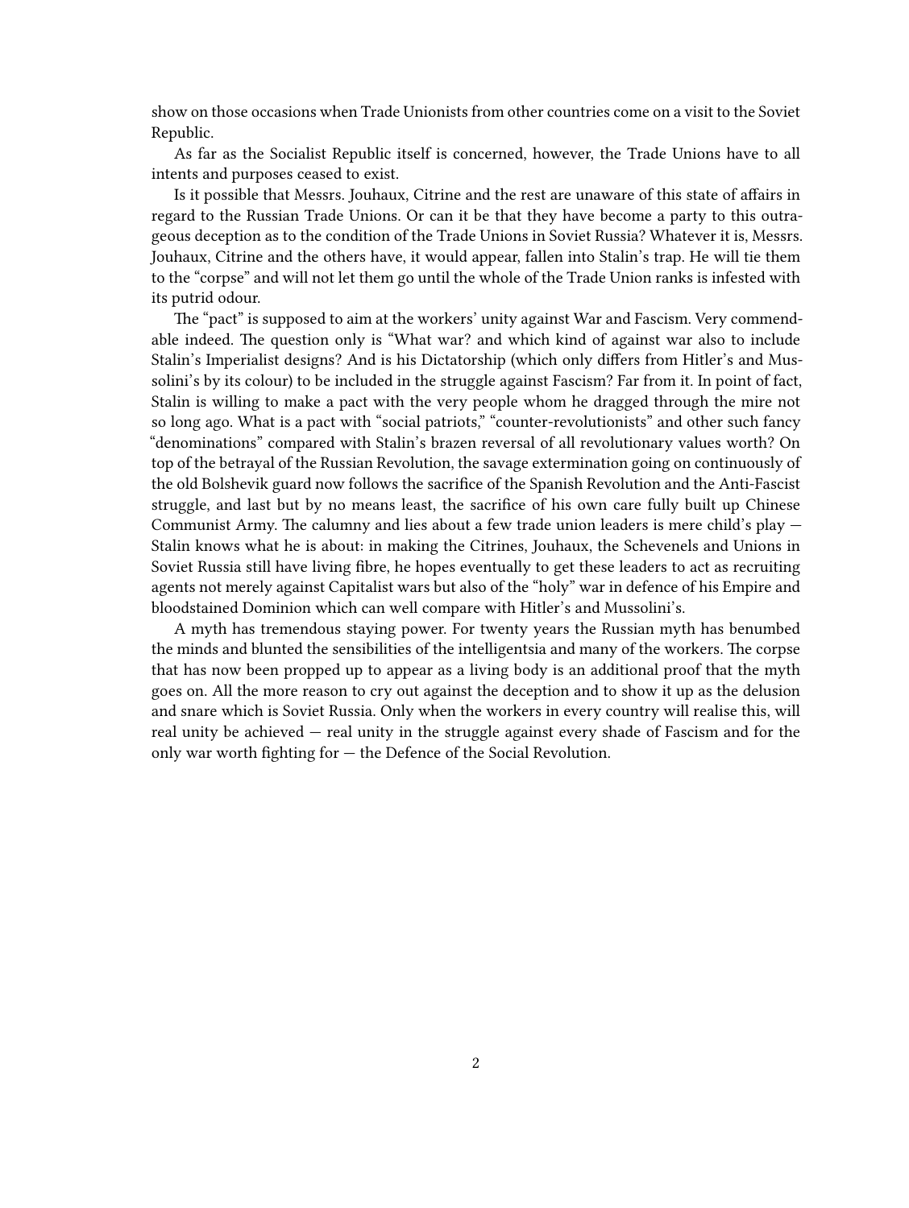show on those occasions when Trade Unionists from other countries come on a visit to the Soviet Republic.

As far as the Socialist Republic itself is concerned, however, the Trade Unions have to all intents and purposes ceased to exist.

Is it possible that Messrs. Jouhaux, Citrine and the rest are unaware of this state of affairs in regard to the Russian Trade Unions. Or can it be that they have become a party to this outrageous deception as to the condition of the Trade Unions in Soviet Russia? Whatever it is, Messrs. Jouhaux, Citrine and the others have, it would appear, fallen into Stalin's trap. He will tie them to the "corpse" and will not let them go until the whole of the Trade Union ranks is infested with its putrid odour.

The "pact" is supposed to aim at the workers' unity against War and Fascism. Very commendable indeed. The question only is "What war? and which kind of against war also to include Stalin's Imperialist designs? And is his Dictatorship (which only differs from Hitler's and Mussolini's by its colour) to be included in the struggle against Fascism? Far from it. In point of fact, Stalin is willing to make a pact with the very people whom he dragged through the mire not so long ago. What is a pact with "social patriots," "counter-revolutionists" and other such fancy "denominations" compared with Stalin's brazen reversal of all revolutionary values worth? On top of the betrayal of the Russian Revolution, the savage extermination going on continuously of the old Bolshevik guard now follows the sacrifice of the Spanish Revolution and the Anti-Fascist struggle, and last but by no means least, the sacrifice of his own care fully built up Chinese Communist Army. The calumny and lies about a few trade union leaders is mere child's play — Stalin knows what he is about: in making the Citrines, Jouhaux, the Schevenels and Unions in Soviet Russia still have living fibre, he hopes eventually to get these leaders to act as recruiting agents not merely against Capitalist wars but also of the "holy" war in defence of his Empire and bloodstained Dominion which can well compare with Hitler's and Mussolini's.

A myth has tremendous staying power. For twenty years the Russian myth has benumbed the minds and blunted the sensibilities of the intelligentsia and many of the workers. The corpse that has now been propped up to appear as a living body is an additional proof that the myth goes on. All the more reason to cry out against the deception and to show it up as the delusion and snare which is Soviet Russia. Only when the workers in every country will realise this, will real unity be achieved — real unity in the struggle against every shade of Fascism and for the only war worth fighting for — the Defence of the Social Revolution.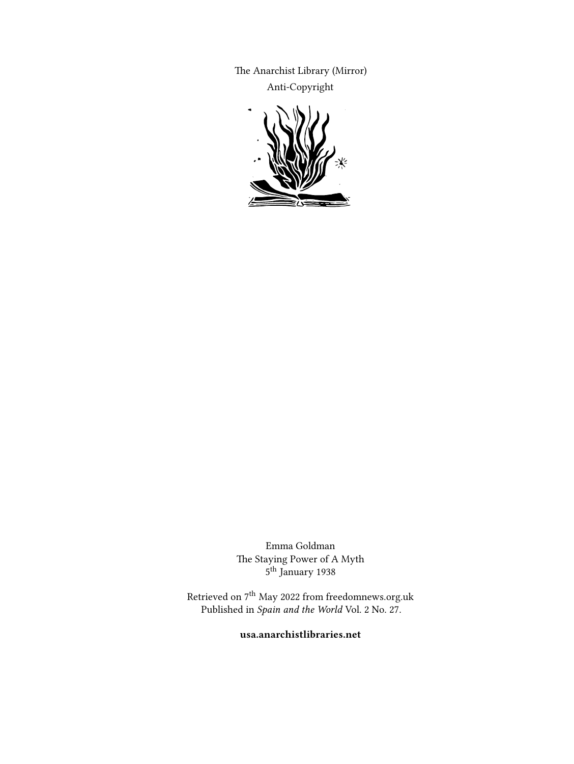The Anarchist Library (Mirror)
Anti-Copyright

Emma Goldman
The Staying Power of A Myth
5th January 1938

Retrieved on 7th May 2022 from freedomnews.org.uk
Published in *Spain and the World* Vol. 2 No. 27.

**usa.anarchistlibraries.net**